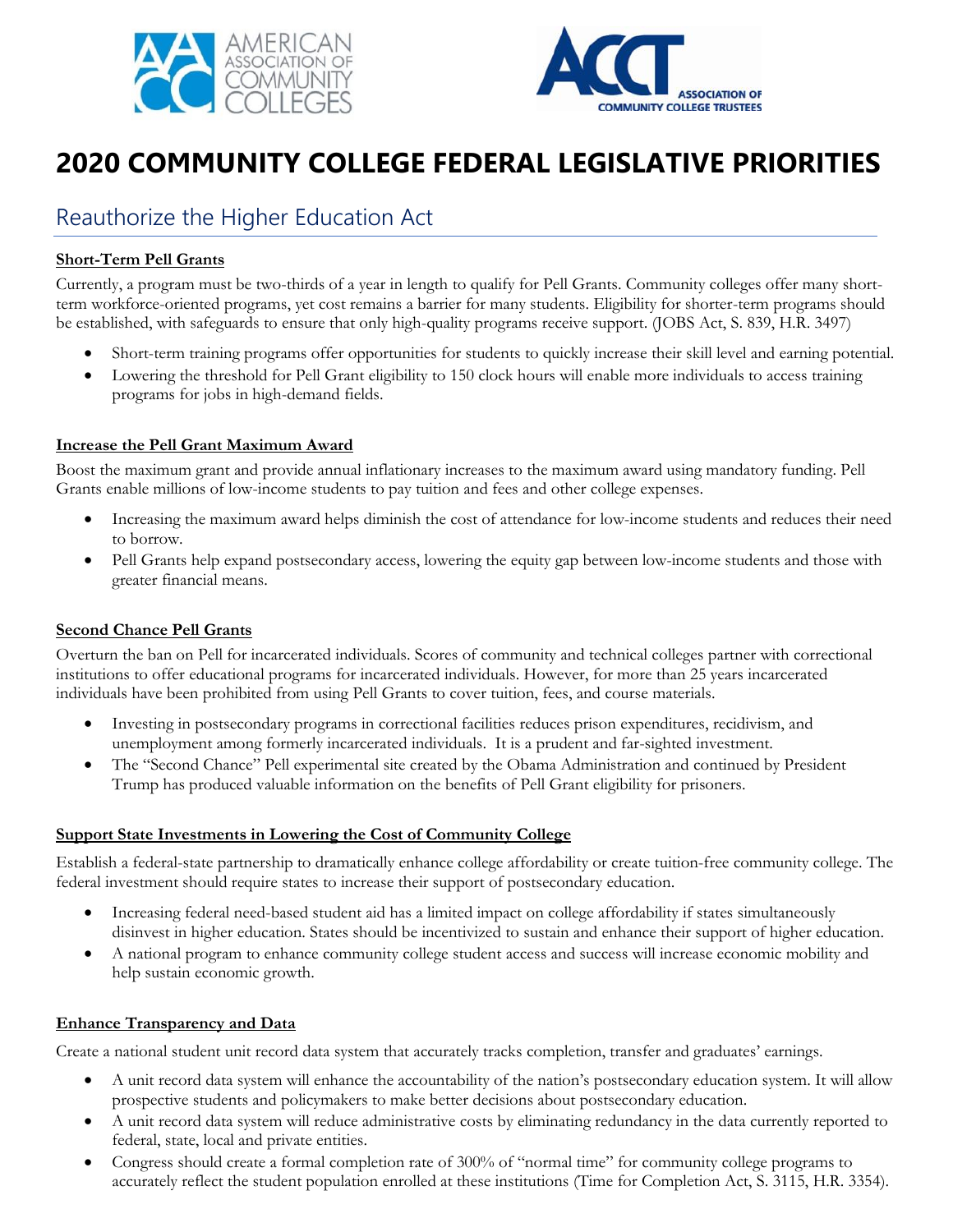# 2020 COMMUNITY COLLEGE FEDERAL LEGISLATIVE PRIORITIES

## Reauthorize the Higher Education Act

**Short-Term Pell Grants**

Currently, a program must be two-thirds of a year in length to qualify for Pell Grants. Community colleges offer many short-term workforce-oriented programs, yet cost remains a barrier for many students. Eligibility for shorter-term programs should be established, with safeguards to ensure that only high-quality programs receive support. (JOBS Act, S. 839, H.R. 3497)

- Short-term training programs offer opportunities for students to quickly increase their skill level and earning potential.
- Lowering the threshold for Pell Grant eligibility to 150 clock hours will enable more individuals to access training programs for jobs in high-demand fields.

**Increase the Pell Grant Maximum Award**

Boost the maximum grant and provide annual inflationary increases to the maximum award using mandatory funding. Pell Grants enable millions of low-income students to pay tuition and fees and other college expenses.

- Increasing the maximum award helps diminish the cost of attendance for low-income students and reduces their need to borrow.
- Pell Grants help expand postsecondary access, lowering the equity gap between low-income students and those with greater financial means.

**Second Chance Pell Grants**

Overturn the ban on Pell for incarcerated individuals. Scores of community and technical colleges partner with correctional institutions to offer educational programs for incarcerated individuals. However, for more than 25 years incarcerated individuals have been prohibited from using Pell Grants to cover tuition, fees, and course materials.

- Investing in postsecondary programs in correctional facilities reduces prison expenditures, recidivism, and unemployment among formerly incarcerated individuals. It is a prudent and far-sighted investment.
- The "Second Chance" Pell experimental site created by the Obama Administration and continued by President Trump has produced valuable information on the benefits of Pell Grant eligibility for prisoners.

**Support State Investments in Lowering the Cost of Community College**

Establish a federal-state partnership to dramatically enhance college affordability or create tuition-free community college. The federal investment should require states to increase their support of postsecondary education.

- Increasing federal need-based student aid has a limited impact on college affordability if states simultaneously disinvest in higher education. States should be incentivized to sustain and enhance their support of higher education.
- A national program to enhance community college student access and success will increase economic mobility and help sustain economic growth.

**Enhance Transparency and Data**

Create a national student unit record data system that accurately tracks completion, transfer and graduates' earnings.

- A unit record data system will enhance the accountability of the nation's postsecondary education system. It will allow prospective students and policymakers to make better decisions about postsecondary education.
- A unit record data system will reduce administrative costs by eliminating redundancy in the data currently reported to federal, state, local and private entities.
- Congress should create a formal completion rate of 300% of "normal time" for community college programs to accurately reflect the student population enrolled at these institutions (Time for Completion Act, S. 3115, H.R. 3354).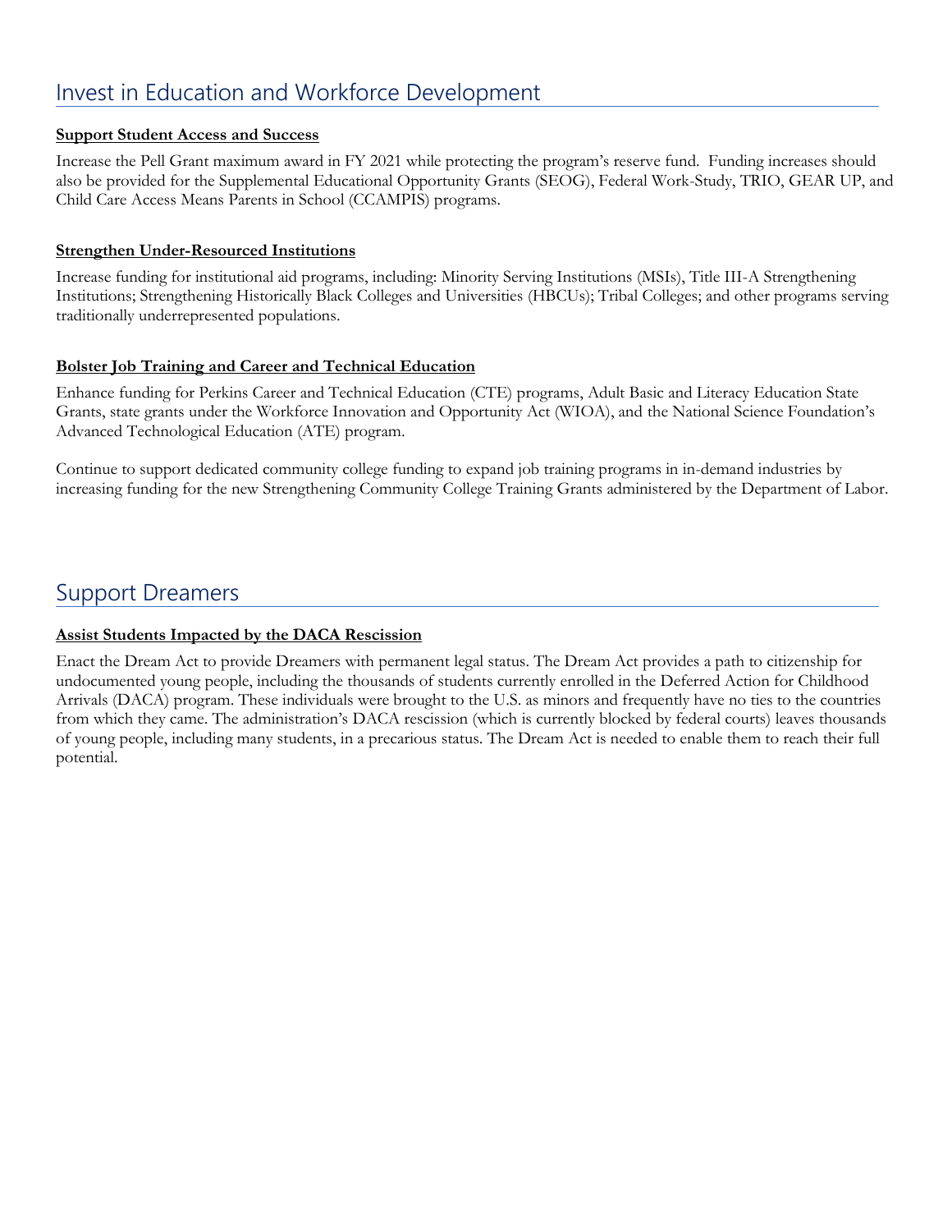## Invest in Education and Workforce Development

**Support Student Access and Success**

Increase the Pell Grant maximum award in FY 2021 while protecting the program's reserve fund. Funding increases should also be provided for the Supplemental Educational Opportunity Grants (SEOG), Federal Work-Study, TRIO, GEAR UP, and Child Care Access Means Parents in School (CCAMPIS) programs.

**Strengthen Under-Resourced Institutions**

Increase funding for institutional aid programs, including: Minority Serving Institutions (MSIs), Title III-A Strengthening Institutions; Strengthening Historically Black Colleges and Universities (HBCUs); Tribal Colleges; and other programs serving traditionally underrepresented populations.

**Bolster Job Training and Career and Technical Education**

Enhance funding for Perkins Career and Technical Education (CTE) programs, Adult Basic and Literacy Education State Grants, state grants under the Workforce Innovation and Opportunity Act (WIOA), and the National Science Foundation's Advanced Technological Education (ATE) program.

Continue to support dedicated community college funding to expand job training programs in in-demand industries by increasing funding for the new Strengthening Community College Training Grants administered by the Department of Labor.

## Support Dreamers

**Assist Students Impacted by the DACA Rescission**

Enact the Dream Act to provide Dreamers with permanent legal status. The Dream Act provides a path to citizenship for undocumented young people, including the thousands of students currently enrolled in the Deferred Action for Childhood Arrivals (DACA) program. These individuals were brought to the U.S. as minors and frequently have no ties to the countries from which they came. The administration's DACA rescission (which is currently blocked by federal courts) leaves thousands of young people, including many students, in a precarious status. The Dream Act is needed to enable them to reach their full potential.